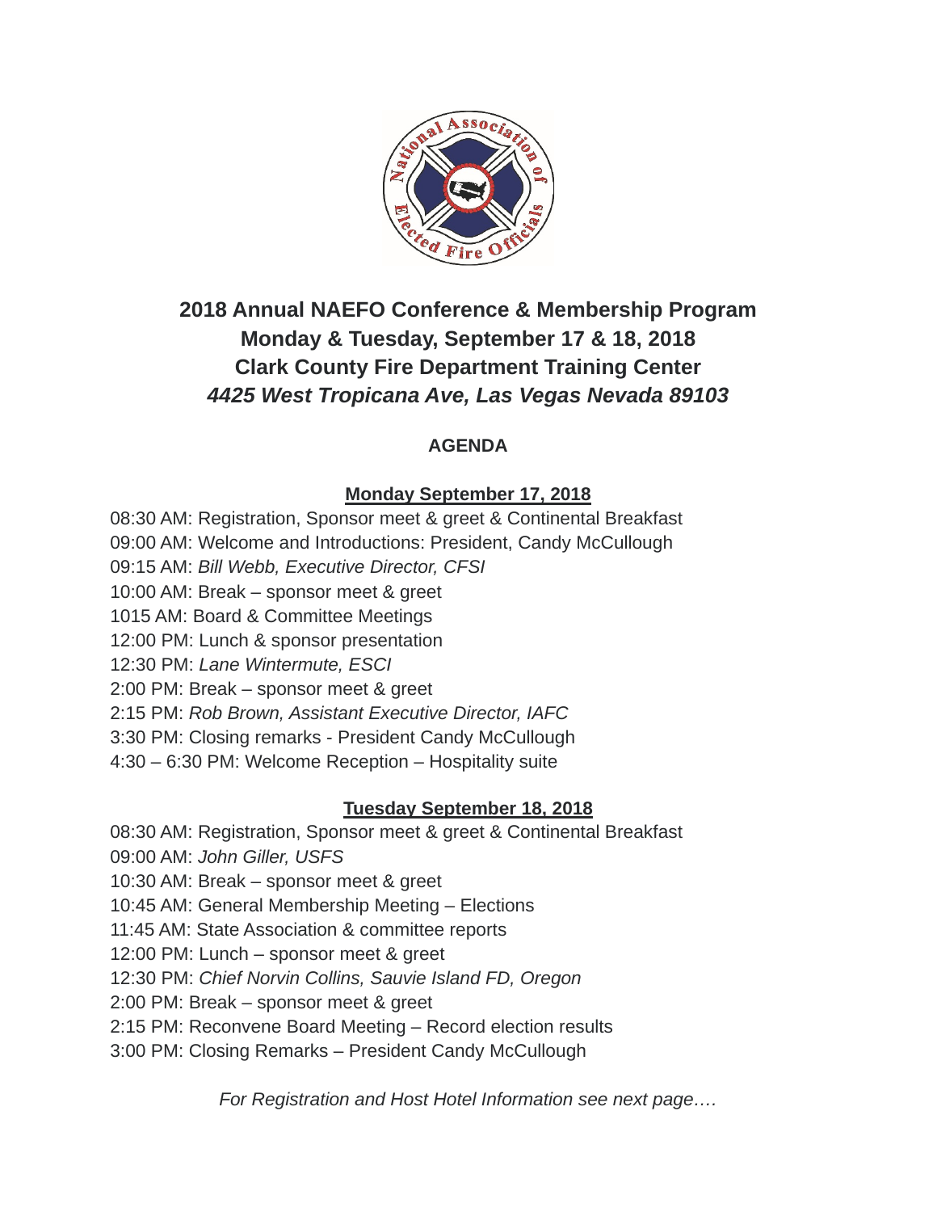# 2018 Annual NAEFO Conference & Membership Program

## Monday & Tuesday, September 17 & 18, 2018

## Clark County Fire Department Training Center

## *4425 West Tropicana Ave, Las Vegas Nevada 89103*

### AGENDA

#### Monday September 17, 2018

08:30 AM: Registration, Sponsor meet & greet & Continental Breakfast
09:00 AM: Welcome and Introductions: President, Candy McCullough
09:15 AM: *Bill Webb, Executive Director, CFSI*
10:00 AM: Break – sponsor meet & greet
1015 AM: Board & Committee Meetings
12:00 PM: Lunch & sponsor presentation
12:30 PM: *Lane Wintermute, ESCI*
2:00 PM: Break – sponsor meet & greet
2:15 PM: *Rob Brown, Assistant Executive Director, IAFC*
3:30 PM: Closing remarks - President Candy McCullough
4:30 – 6:30 PM: Welcome Reception – Hospitality suite

#### Tuesday September 18, 2018

08:30 AM: Registration, Sponsor meet & greet & Continental Breakfast
09:00 AM: *John Giller, USFS*
10:30 AM: Break – sponsor meet & greet
10:45 AM: General Membership Meeting – Elections
11:45 AM: State Association & committee reports
12:00 PM: Lunch – sponsor meet & greet
12:30 PM: *Chief Norvin Collins, Sauvie Island FD, Oregon*
2:00 PM: Break – sponsor meet & greet
2:15 PM: Reconvene Board Meeting – Record election results
3:00 PM: Closing Remarks – President Candy McCullough

*For Registration and Host Hotel Information see next page….*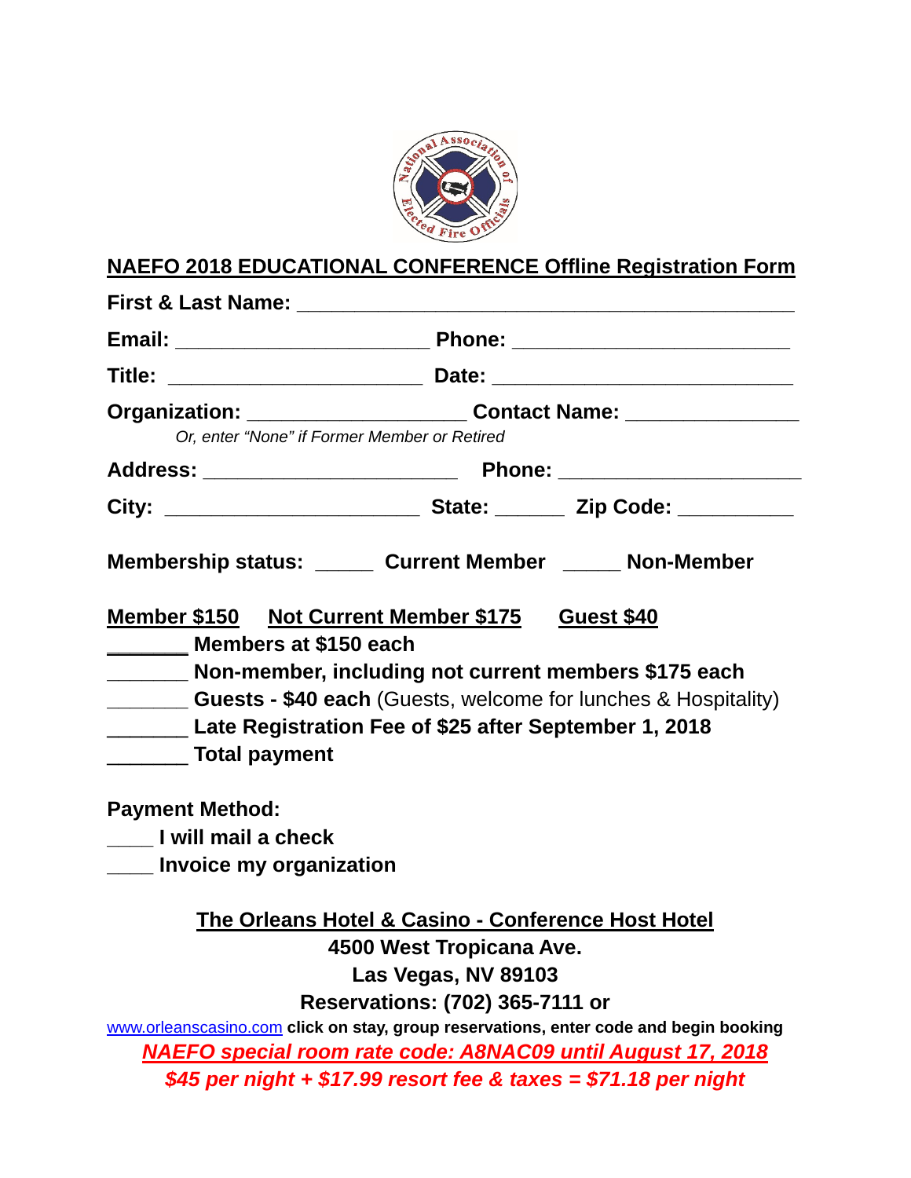## NAEFO 2018 EDUCATIONAL CONFERENCE Offline Registration Form

**First & Last Name:** ________________________________________

**Email:** ______________________ **Phone:** ________________________

**Title:** ______________________ **Date:** __________________________

**Organization:** ___________________ **Contact Name:** _______________

*Or, enter "None" if Former Member or Retired*

**Address:** ______________________ **Phone:** _____________________

**City:** ______________________ **State:** ______ **Zip Code:** __________

**Membership status:** _____ **Current Member** _____ **Non-Member**

**Member $150** **Not Current Member $175** **Guest $40**

_______ **Members at $150 each**

_______ **Non-member, including not current members $175 each**

_______ **Guests - $40 each** (Guests, welcome for lunches & Hospitality)

_______ **Late Registration Fee of $25 after September 1, 2018**

_______ **Total payment**

**Payment Method:**

____ **I will mail a check**

____ **Invoice my organization**

**The Orleans Hotel & Casino - Conference Host Hotel**

**4500 West Tropicana Ave.**

**Las Vegas, NV 89103**

**Reservations: (702) 365-7111 or**

www.orleanscasino.com **click on stay, group reservations, enter code and begin booking**

***NAEFO special room rate code: A8NAC09 until August 17, 2018***

***$45 per night + $17.99 resort fee & taxes = $71.18 per night***